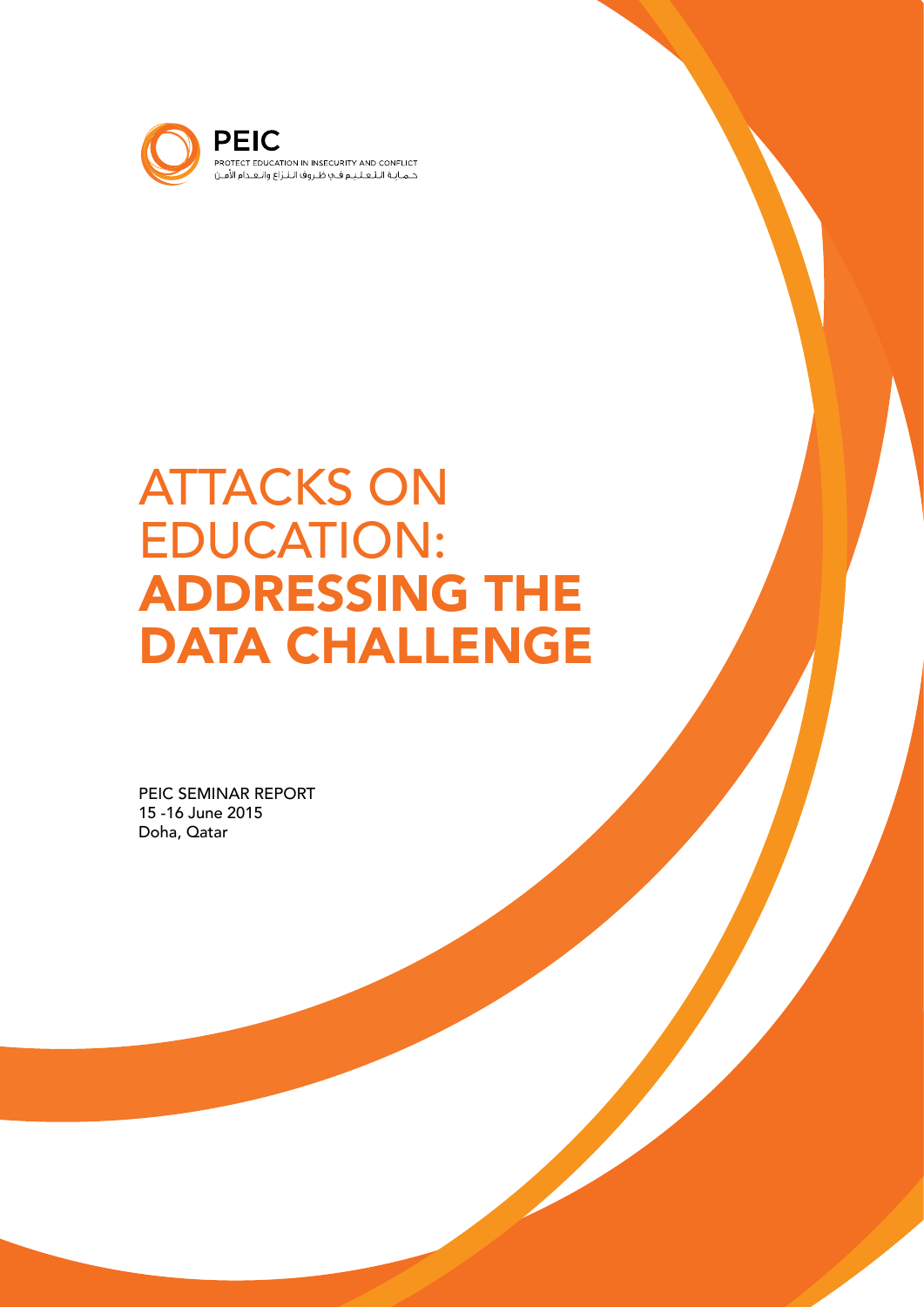PEIC

PROTECT EDUCATION IN INSECURITY AND CONFLICT

حماية التعليم في ظروف النزاع وانعدام الأمن

# ATTACKS ON EDUCATION: **ADDRESSING THE DATA CHALLENGE**

PEIC SEMINAR REPORT
15 -16 June 2015
Doha, Qatar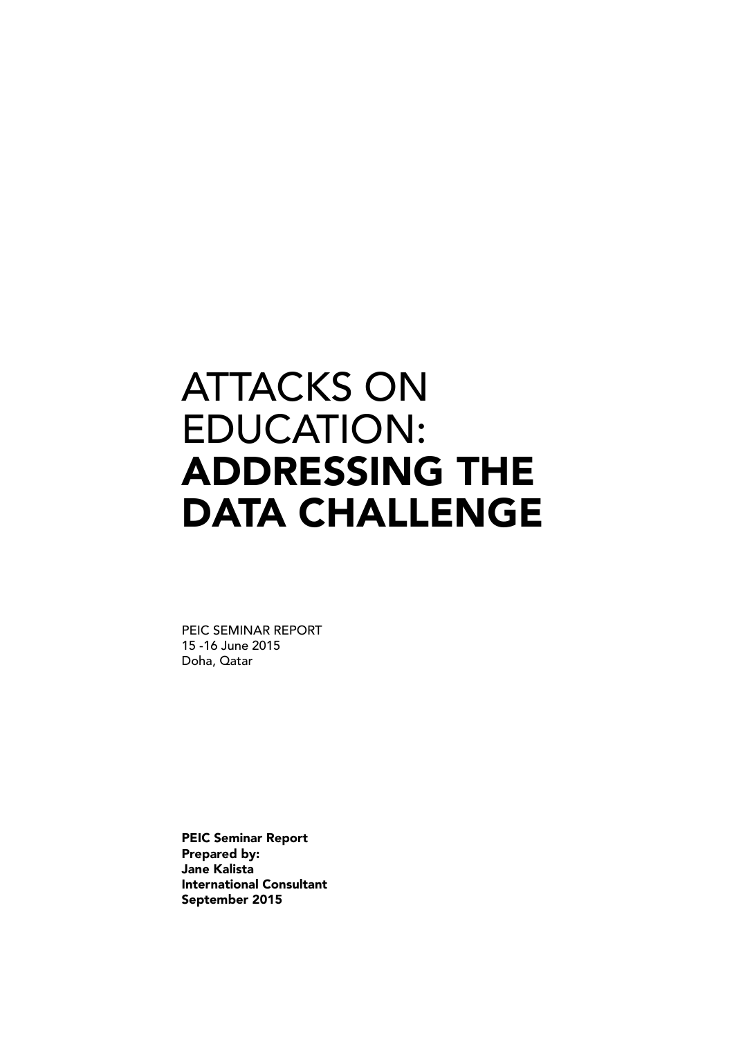# ATTACKS ON EDUCATION: **ADDRESSING THE DATA CHALLENGE**

PEIC SEMINAR REPORT
15 -16 June 2015
Doha, Qatar

**PEIC Seminar Report**
**Prepared by:**
**Jane Kalista**
**International Consultant**
**September 2015**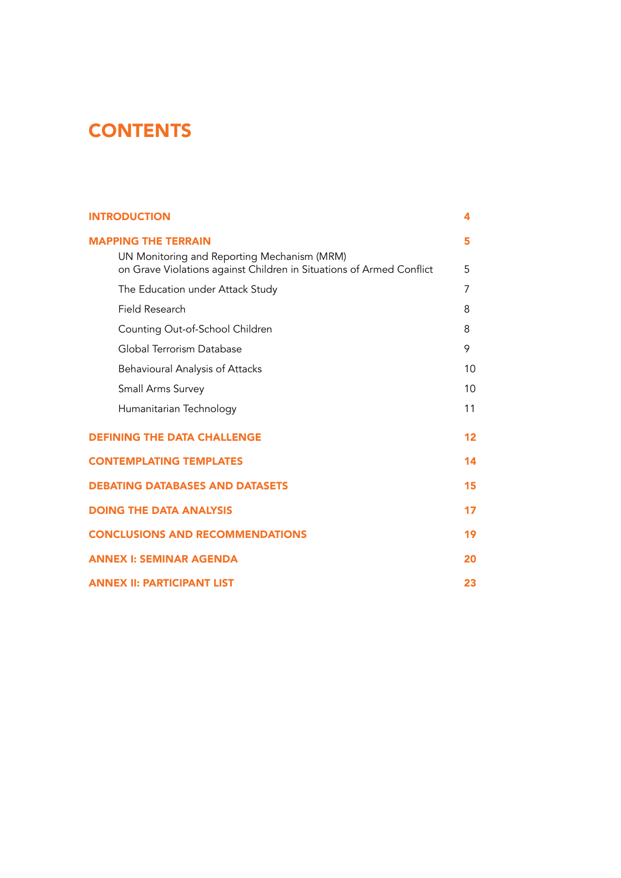# CONTENTS

| | |
|---|---|
| **INTRODUCTION** | **4** |
| **MAPPING THE TERRAIN** | **5** |
| UN Monitoring and Reporting Mechanism (MRM) on Grave Violations against Children in Situations of Armed Conflict | 5 |
| The Education under Attack Study | 7 |
| Field Research | 8 |
| Counting Out-of-School Children | 8 |
| Global Terrorism Database | 9 |
| Behavioural Analysis of Attacks | 10 |
| Small Arms Survey | 10 |
| Humanitarian Technology | 11 |
| **DEFINING THE DATA CHALLENGE** | **12** |
| **CONTEMPLATING TEMPLATES** | **14** |
| **DEBATING DATABASES AND DATASETS** | **15** |
| **DOING THE DATA ANALYSIS** | **17** |
| **CONCLUSIONS AND RECOMMENDATIONS** | **19** |
| **ANNEX I: SEMINAR AGENDA** | **20** |
| **ANNEX II: PARTICIPANT LIST** | **23** |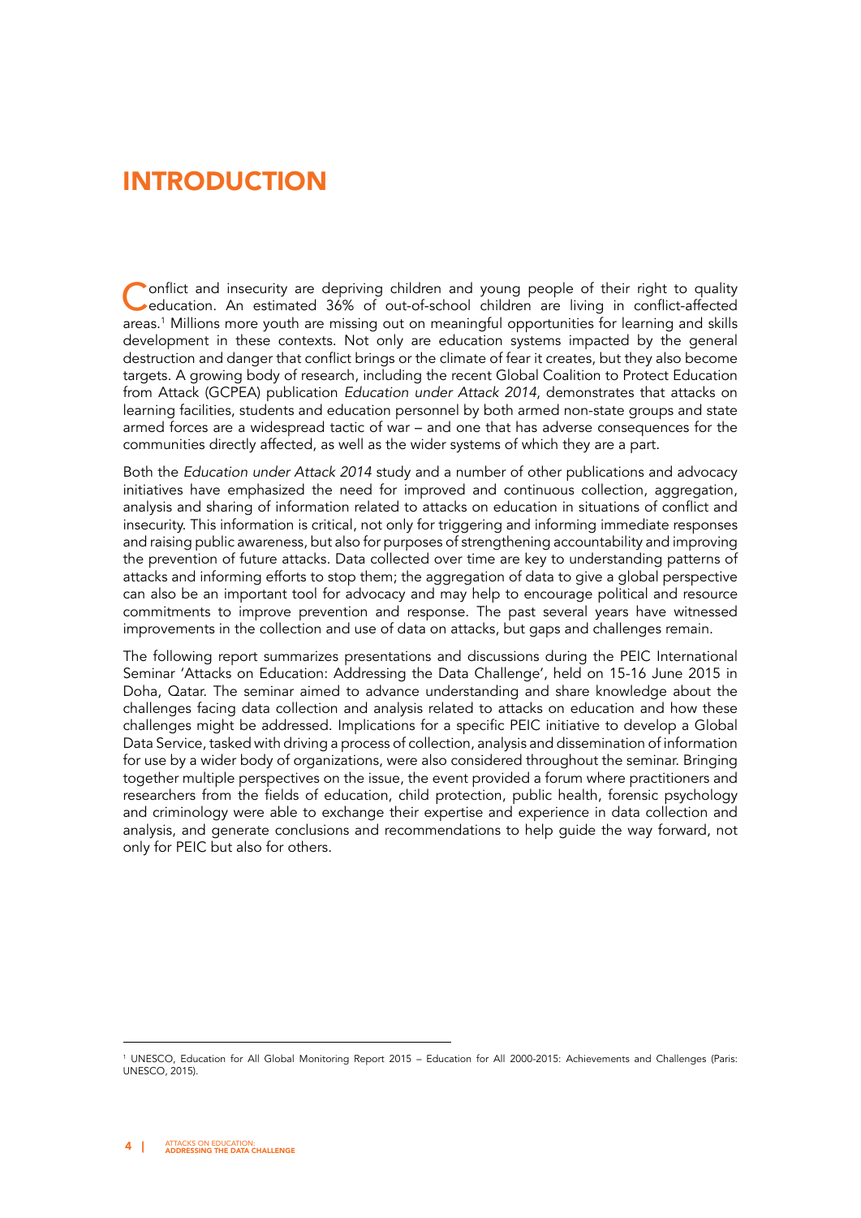# INTRODUCTION

Conflict and insecurity are depriving children and young people of their right to quality education. An estimated 36% of out-of-school children are living in conflict-affected areas.[1] Millions more youth are missing out on meaningful opportunities for learning and skills development in these contexts. Not only are education systems impacted by the general destruction and danger that conflict brings or the climate of fear it creates, but they also become targets. A growing body of research, including the recent Global Coalition to Protect Education from Attack (GCPEA) publication *Education under Attack 2014*, demonstrates that attacks on learning facilities, students and education personnel by both armed non-state groups and state armed forces are a widespread tactic of war – and one that has adverse consequences for the communities directly affected, as well as the wider systems of which they are a part.

Both the *Education under Attack 2014* study and a number of other publications and advocacy initiatives have emphasized the need for improved and continuous collection, aggregation, analysis and sharing of information related to attacks on education in situations of conflict and insecurity. This information is critical, not only for triggering and informing immediate responses and raising public awareness, but also for purposes of strengthening accountability and improving the prevention of future attacks. Data collected over time are key to understanding patterns of attacks and informing efforts to stop them; the aggregation of data to give a global perspective can also be an important tool for advocacy and may help to encourage political and resource commitments to improve prevention and response. The past several years have witnessed improvements in the collection and use of data on attacks, but gaps and challenges remain.

The following report summarizes presentations and discussions during the PEIC International Seminar 'Attacks on Education: Addressing the Data Challenge', held on 15-16 June 2015 in Doha, Qatar. The seminar aimed to advance understanding and share knowledge about the challenges facing data collection and analysis related to attacks on education and how these challenges might be addressed. Implications for a specific PEIC initiative to develop a Global Data Service, tasked with driving a process of collection, analysis and dissemination of information for use by a wider body of organizations, were also considered throughout the seminar. Bringing together multiple perspectives on the issue, the event provided a forum where practitioners and researchers from the fields of education, child protection, public health, forensic psychology and criminology were able to exchange their expertise and experience in data collection and analysis, and generate conclusions and recommendations to help guide the way forward, not only for PEIC but also for others.

---

[1] UNESCO, Education for All Global Monitoring Report 2015 – Education for All 2000-2015: Achievements and Challenges (Paris: UNESCO, 2015).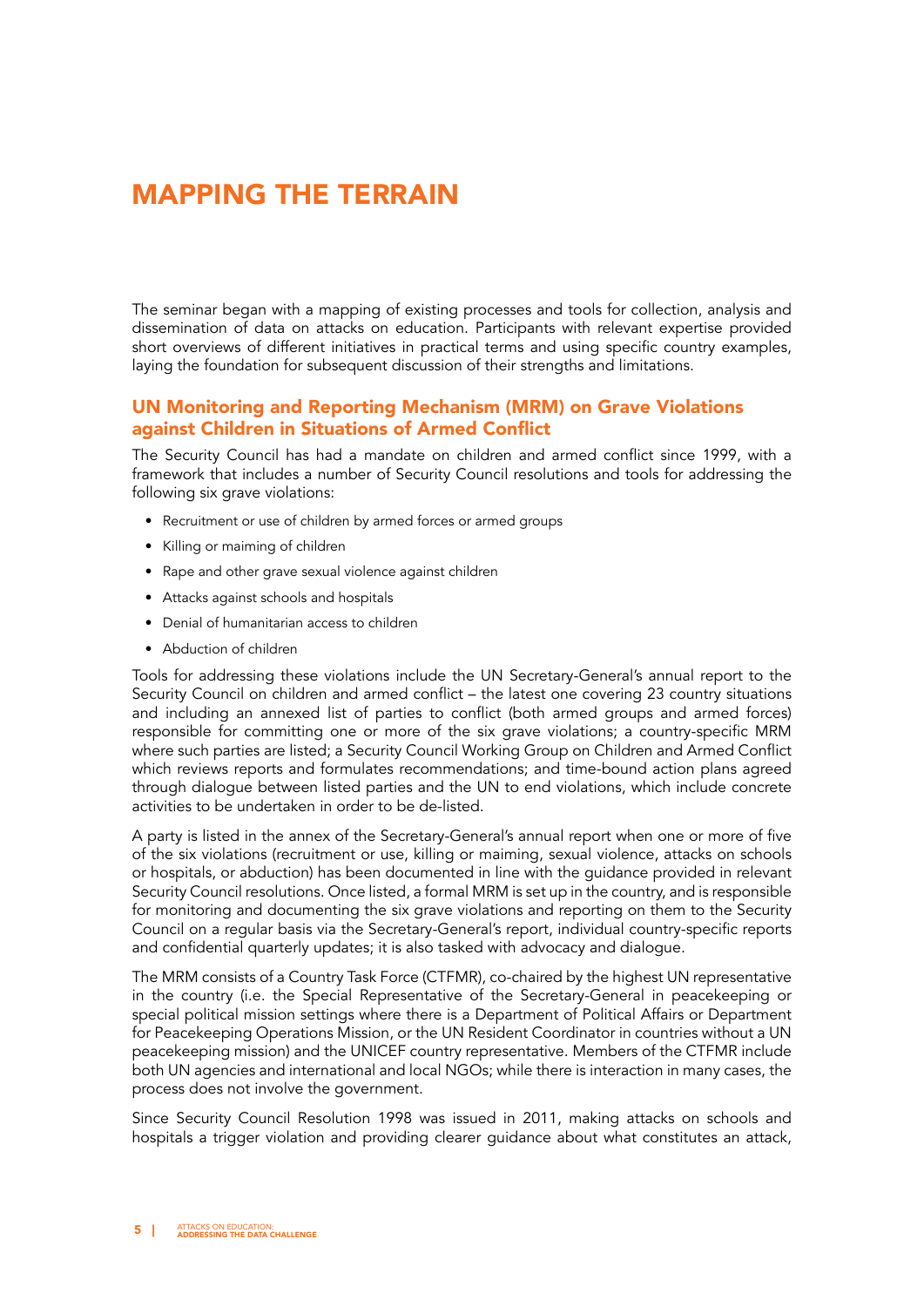# MAPPING THE TERRAIN

The seminar began with a mapping of existing processes and tools for collection, analysis and dissemination of data on attacks on education. Participants with relevant expertise provided short overviews of different initiatives in practical terms and using specific country examples, laying the foundation for subsequent discussion of their strengths and limitations.

## UN Monitoring and Reporting Mechanism (MRM) on Grave Violations against Children in Situations of Armed Conflict

The Security Council has had a mandate on children and armed conflict since 1999, with a framework that includes a number of Security Council resolutions and tools for addressing the following six grave violations:

- Recruitment or use of children by armed forces or armed groups
- Killing or maiming of children
- Rape and other grave sexual violence against children
- Attacks against schools and hospitals
- Denial of humanitarian access to children
- Abduction of children

Tools for addressing these violations include the UN Secretary-General's annual report to the Security Council on children and armed conflict – the latest one covering 23 country situations and including an annexed list of parties to conflict (both armed groups and armed forces) responsible for committing one or more of the six grave violations; a country-specific MRM where such parties are listed; a Security Council Working Group on Children and Armed Conflict which reviews reports and formulates recommendations; and time-bound action plans agreed through dialogue between listed parties and the UN to end violations, which include concrete activities to be undertaken in order to be de-listed.

A party is listed in the annex of the Secretary-General's annual report when one or more of five of the six violations (recruitment or use, killing or maiming, sexual violence, attacks on schools or hospitals, or abduction) has been documented in line with the guidance provided in relevant Security Council resolutions. Once listed, a formal MRM is set up in the country, and is responsible for monitoring and documenting the six grave violations and reporting on them to the Security Council on a regular basis via the Secretary-General's report, individual country-specific reports and confidential quarterly updates; it is also tasked with advocacy and dialogue.

The MRM consists of a Country Task Force (CTFMR), co-chaired by the highest UN representative in the country (i.e. the Special Representative of the Secretary-General in peacekeeping or special political mission settings where there is a Department of Political Affairs or Department for Peacekeeping Operations Mission, or the UN Resident Coordinator in countries without a UN peacekeeping mission) and the UNICEF country representative. Members of the CTFMR include both UN agencies and international and local NGOs; while there is interaction in many cases, the process does not involve the government.

Since Security Council Resolution 1998 was issued in 2011, making attacks on schools and hospitals a trigger violation and providing clearer guidance about what constitutes an attack,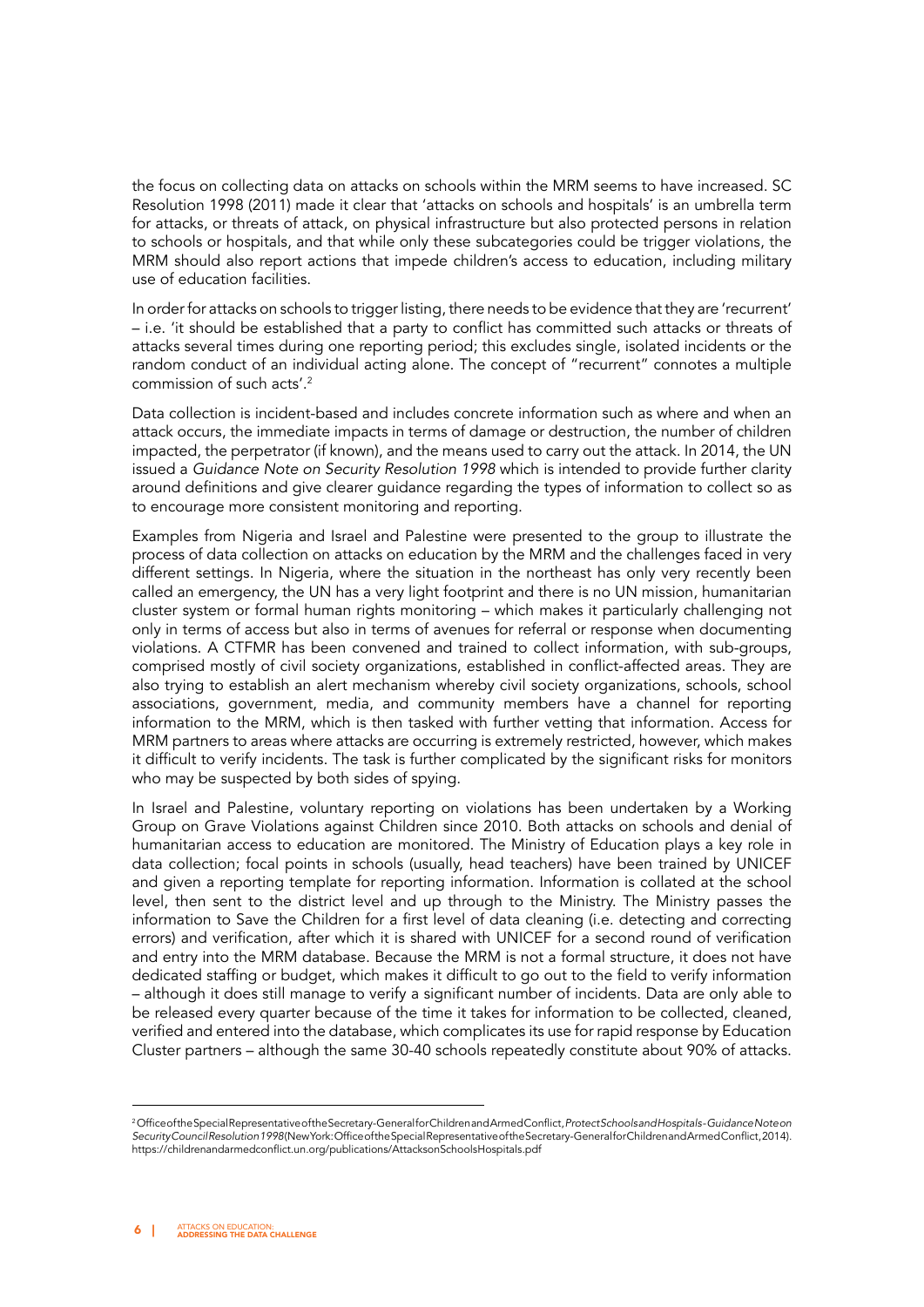the focus on collecting data on attacks on schools within the MRM seems to have increased. SC Resolution 1998 (2011) made it clear that 'attacks on schools and hospitals' is an umbrella term for attacks, or threats of attack, on physical infrastructure but also protected persons in relation to schools or hospitals, and that while only these subcategories could be trigger violations, the MRM should also report actions that impede children's access to education, including military use of education facilities.

In order for attacks on schools to trigger listing, there needs to be evidence that they are 'recurrent' – i.e. 'it should be established that a party to conflict has committed such attacks or threats of attacks several times during one reporting period; this excludes single, isolated incidents or the random conduct of an individual acting alone. The concept of "recurrent" connotes a multiple commission of such acts'.[2]

Data collection is incident-based and includes concrete information such as where and when an attack occurs, the immediate impacts in terms of damage or destruction, the number of children impacted, the perpetrator (if known), and the means used to carry out the attack. In 2014, the UN issued a *Guidance Note on Security Resolution 1998* which is intended to provide further clarity around definitions and give clearer guidance regarding the types of information to collect so as to encourage more consistent monitoring and reporting.

Examples from Nigeria and Israel and Palestine were presented to the group to illustrate the process of data collection on attacks on education by the MRM and the challenges faced in very different settings. In Nigeria, where the situation in the northeast has only very recently been called an emergency, the UN has a very light footprint and there is no UN mission, humanitarian cluster system or formal human rights monitoring – which makes it particularly challenging not only in terms of access but also in terms of avenues for referral or response when documenting violations. A CTFMR has been convened and trained to collect information, with sub-groups, comprised mostly of civil society organizations, established in conflict-affected areas. They are also trying to establish an alert mechanism whereby civil society organizations, schools, school associations, government, media, and community members have a channel for reporting information to the MRM, which is then tasked with further vetting that information. Access for MRM partners to areas where attacks are occurring is extremely restricted, however, which makes it difficult to verify incidents. The task is further complicated by the significant risks for monitors who may be suspected by both sides of spying.

In Israel and Palestine, voluntary reporting on violations has been undertaken by a Working Group on Grave Violations against Children since 2010. Both attacks on schools and denial of humanitarian access to education are monitored. The Ministry of Education plays a key role in data collection; focal points in schools (usually, head teachers) have been trained by UNICEF and given a reporting template for reporting information. Information is collated at the school level, then sent to the district level and up through to the Ministry. The Ministry passes the information to Save the Children for a first level of data cleaning (i.e. detecting and correcting errors) and verification, after which it is shared with UNICEF for a second round of verification and entry into the MRM database. Because the MRM is not a formal structure, it does not have dedicated staffing or budget, which makes it difficult to go out to the field to verify information – although it does still manage to verify a significant number of incidents. Data are only able to be released every quarter because of the time it takes for information to be collected, cleaned, verified and entered into the database, which complicates its use for rapid response by Education Cluster partners – although the same 30-40 schools repeatedly constitute about 90% of attacks.

---

[2] Office of the Special Representative of the Secretary-General for Children and Armed Conflict, *Protect Schools and Hospitals - Guidance Note on Security Council Resolution 1998* (New York: Office of the Special Representative of the Secretary-General for Children and Armed Conflict, 2014). https://childrenandarmedconflict.un.org/publications/AttacksonSchoolsHospitals.pdf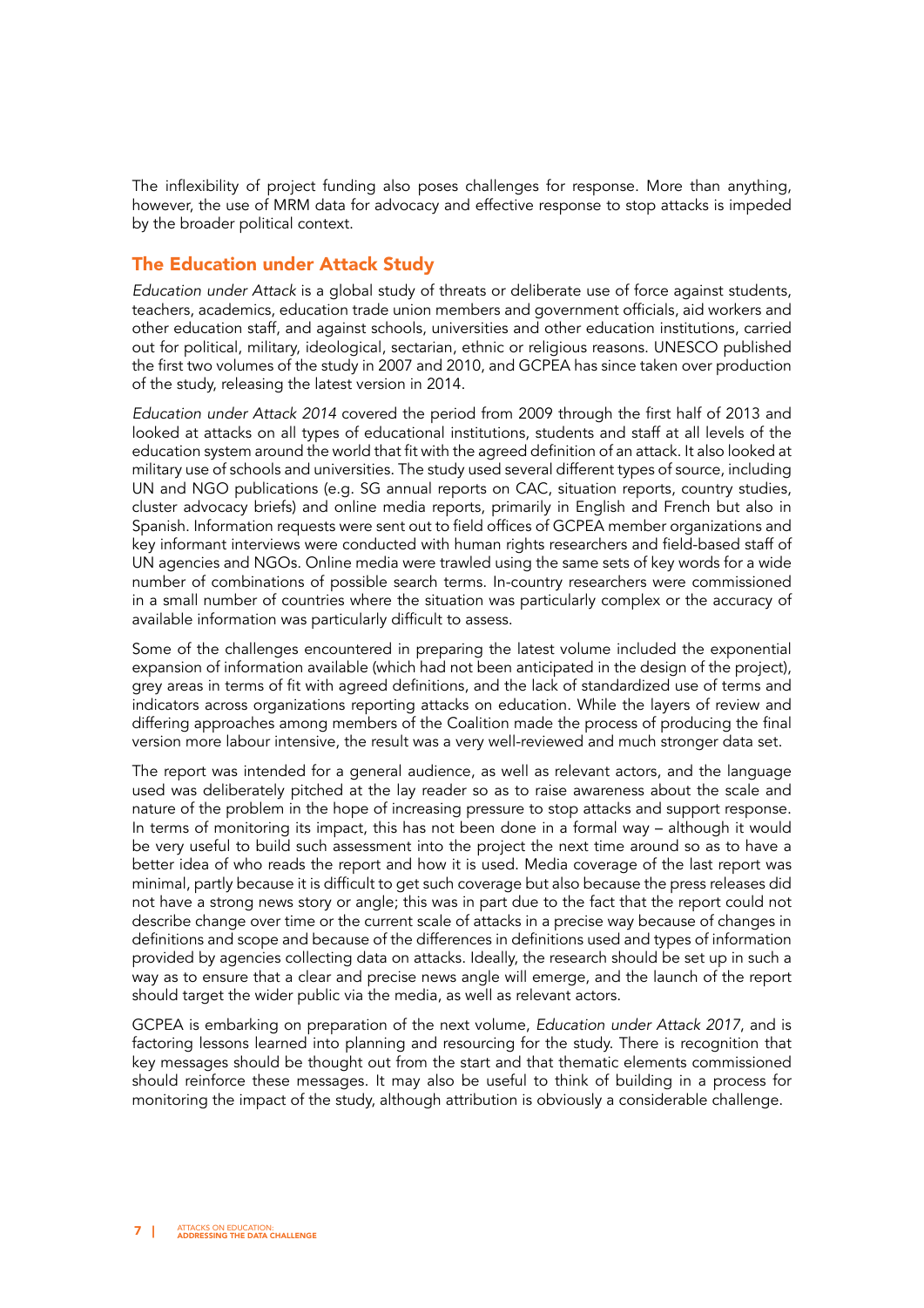The inflexibility of project funding also poses challenges for response. More than anything, however, the use of MRM data for advocacy and effective response to stop attacks is impeded by the broader political context.

## The Education under Attack Study

*Education under Attack* is a global study of threats or deliberate use of force against students, teachers, academics, education trade union members and government officials, aid workers and other education staff, and against schools, universities and other education institutions, carried out for political, military, ideological, sectarian, ethnic or religious reasons. UNESCO published the first two volumes of the study in 2007 and 2010, and GCPEA has since taken over production of the study, releasing the latest version in 2014.

*Education under Attack 2014* covered the period from 2009 through the first half of 2013 and looked at attacks on all types of educational institutions, students and staff at all levels of the education system around the world that fit with the agreed definition of an attack. It also looked at military use of schools and universities. The study used several different types of source, including UN and NGO publications (e.g. SG annual reports on CAC, situation reports, country studies, cluster advocacy briefs) and online media reports, primarily in English and French but also in Spanish. Information requests were sent out to field offices of GCPEA member organizations and key informant interviews were conducted with human rights researchers and field-based staff of UN agencies and NGOs. Online media were trawled using the same sets of key words for a wide number of combinations of possible search terms. In-country researchers were commissioned in a small number of countries where the situation was particularly complex or the accuracy of available information was particularly difficult to assess.

Some of the challenges encountered in preparing the latest volume included the exponential expansion of information available (which had not been anticipated in the design of the project), grey areas in terms of fit with agreed definitions, and the lack of standardized use of terms and indicators across organizations reporting attacks on education. While the layers of review and differing approaches among members of the Coalition made the process of producing the final version more labour intensive, the result was a very well-reviewed and much stronger data set.

The report was intended for a general audience, as well as relevant actors, and the language used was deliberately pitched at the lay reader so as to raise awareness about the scale and nature of the problem in the hope of increasing pressure to stop attacks and support response. In terms of monitoring its impact, this has not been done in a formal way – although it would be very useful to build such assessment into the project the next time around so as to have a better idea of who reads the report and how it is used. Media coverage of the last report was minimal, partly because it is difficult to get such coverage but also because the press releases did not have a strong news story or angle; this was in part due to the fact that the report could not describe change over time or the current scale of attacks in a precise way because of changes in definitions and scope and because of the differences in definitions used and types of information provided by agencies collecting data on attacks. Ideally, the research should be set up in such a way as to ensure that a clear and precise news angle will emerge, and the launch of the report should target the wider public via the media, as well as relevant actors.

GCPEA is embarking on preparation of the next volume, *Education under Attack 2017*, and is factoring lessons learned into planning and resourcing for the study. There is recognition that key messages should be thought out from the start and that thematic elements commissioned should reinforce these messages. It may also be useful to think of building in a process for monitoring the impact of the study, although attribution is obviously a considerable challenge.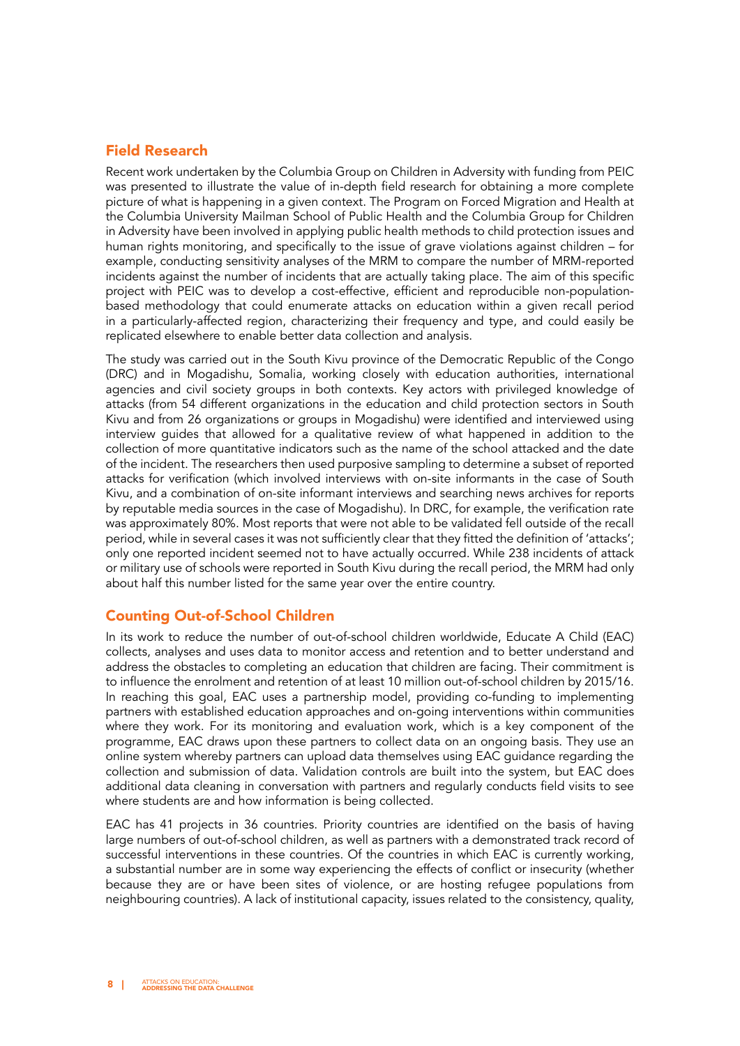## Field Research

Recent work undertaken by the Columbia Group on Children in Adversity with funding from PEIC was presented to illustrate the value of in-depth field research for obtaining a more complete picture of what is happening in a given context. The Program on Forced Migration and Health at the Columbia University Mailman School of Public Health and the Columbia Group for Children in Adversity have been involved in applying public health methods to child protection issues and human rights monitoring, and specifically to the issue of grave violations against children – for example, conducting sensitivity analyses of the MRM to compare the number of MRM-reported incidents against the number of incidents that are actually taking place. The aim of this specific project with PEIC was to develop a cost-effective, efficient and reproducible non-population-based methodology that could enumerate attacks on education within a given recall period in a particularly-affected region, characterizing their frequency and type, and could easily be replicated elsewhere to enable better data collection and analysis.

The study was carried out in the South Kivu province of the Democratic Republic of the Congo (DRC) and in Mogadishu, Somalia, working closely with education authorities, international agencies and civil society groups in both contexts. Key actors with privileged knowledge of attacks (from 54 different organizations in the education and child protection sectors in South Kivu and from 26 organizations or groups in Mogadishu) were identified and interviewed using interview guides that allowed for a qualitative review of what happened in addition to the collection of more quantitative indicators such as the name of the school attacked and the date of the incident. The researchers then used purposive sampling to determine a subset of reported attacks for verification (which involved interviews with on-site informants in the case of South Kivu, and a combination of on-site informant interviews and searching news archives for reports by reputable media sources in the case of Mogadishu). In DRC, for example, the verification rate was approximately 80%. Most reports that were not able to be validated fell outside of the recall period, while in several cases it was not sufficiently clear that they fitted the definition of 'attacks'; only one reported incident seemed not to have actually occurred. While 238 incidents of attack or military use of schools were reported in South Kivu during the recall period, the MRM had only about half this number listed for the same year over the entire country.

## Counting Out-of-School Children

In its work to reduce the number of out-of-school children worldwide, Educate A Child (EAC) collects, analyses and uses data to monitor access and retention and to better understand and address the obstacles to completing an education that children are facing. Their commitment is to influence the enrolment and retention of at least 10 million out-of-school children by 2015/16. In reaching this goal, EAC uses a partnership model, providing co-funding to implementing partners with established education approaches and on-going interventions within communities where they work. For its monitoring and evaluation work, which is a key component of the programme, EAC draws upon these partners to collect data on an ongoing basis. They use an online system whereby partners can upload data themselves using EAC guidance regarding the collection and submission of data. Validation controls are built into the system, but EAC does additional data cleaning in conversation with partners and regularly conducts field visits to see where students are and how information is being collected.

EAC has 41 projects in 36 countries. Priority countries are identified on the basis of having large numbers of out-of-school children, as well as partners with a demonstrated track record of successful interventions in these countries. Of the countries in which EAC is currently working, a substantial number are in some way experiencing the effects of conflict or insecurity (whether because they are or have been sites of violence, or are hosting refugee populations from neighbouring countries). A lack of institutional capacity, issues related to the consistency, quality,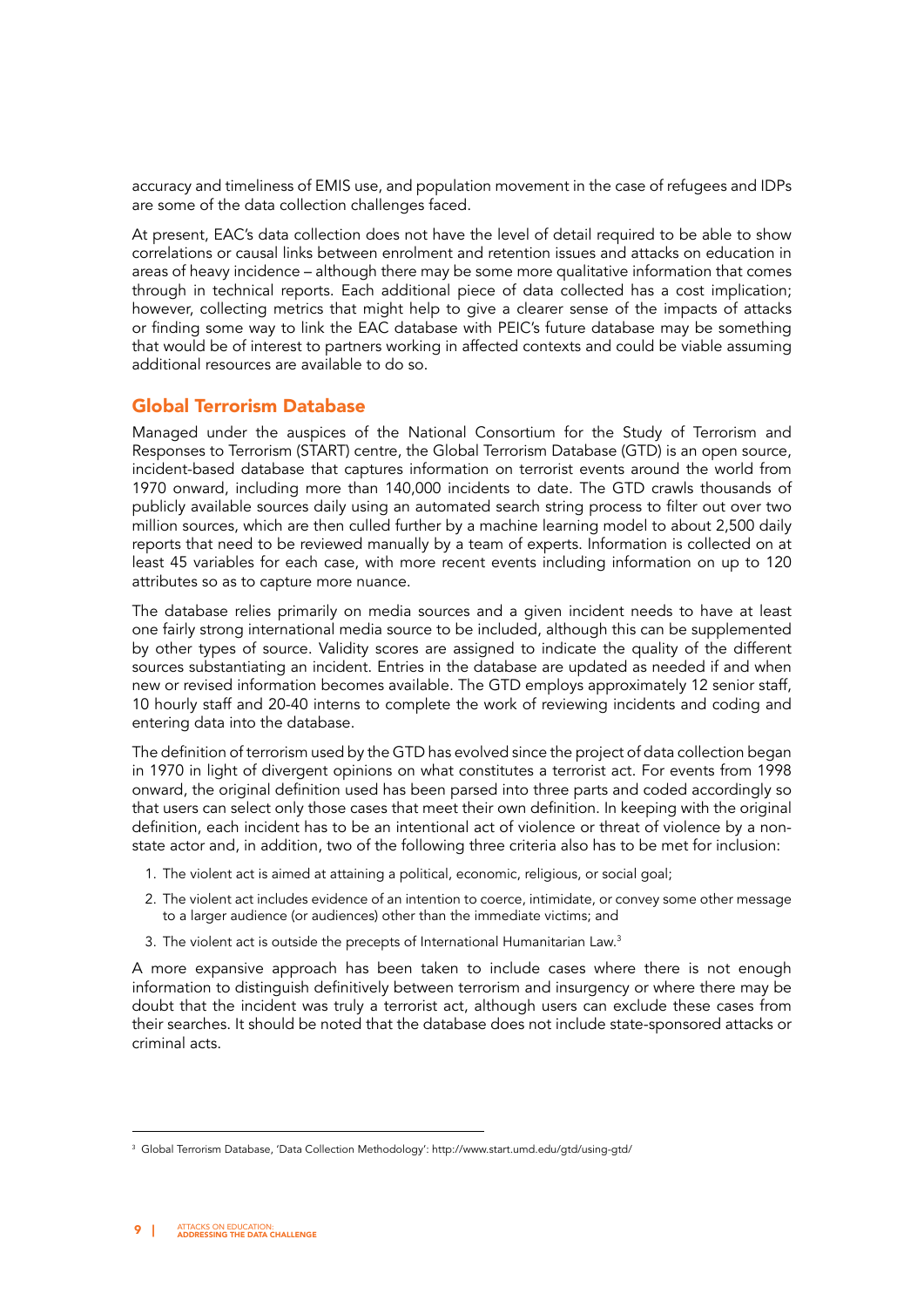accuracy and timeliness of EMIS use, and population movement in the case of refugees and IDPs are some of the data collection challenges faced.

At present, EAC's data collection does not have the level of detail required to be able to show correlations or causal links between enrolment and retention issues and attacks on education in areas of heavy incidence – although there may be some more qualitative information that comes through in technical reports. Each additional piece of data collected has a cost implication; however, collecting metrics that might help to give a clearer sense of the impacts of attacks or finding some way to link the EAC database with PEIC's future database may be something that would be of interest to partners working in affected contexts and could be viable assuming additional resources are available to do so.

## Global Terrorism Database

Managed under the auspices of the National Consortium for the Study of Terrorism and Responses to Terrorism (START) centre, the Global Terrorism Database (GTD) is an open source, incident-based database that captures information on terrorist events around the world from 1970 onward, including more than 140,000 incidents to date. The GTD crawls thousands of publicly available sources daily using an automated search string process to filter out over two million sources, which are then culled further by a machine learning model to about 2,500 daily reports that need to be reviewed manually by a team of experts. Information is collected on at least 45 variables for each case, with more recent events including information on up to 120 attributes so as to capture more nuance.

The database relies primarily on media sources and a given incident needs to have at least one fairly strong international media source to be included, although this can be supplemented by other types of source. Validity scores are assigned to indicate the quality of the different sources substantiating an incident. Entries in the database are updated as needed if and when new or revised information becomes available. The GTD employs approximately 12 senior staff, 10 hourly staff and 20-40 interns to complete the work of reviewing incidents and coding and entering data into the database.

The definition of terrorism used by the GTD has evolved since the project of data collection began in 1970 in light of divergent opinions on what constitutes a terrorist act. For events from 1998 onward, the original definition used has been parsed into three parts and coded accordingly so that users can select only those cases that meet their own definition. In keeping with the original definition, each incident has to be an intentional act of violence or threat of violence by a non-state actor and, in addition, two of the following three criteria also has to be met for inclusion:

1. The violent act is aimed at attaining a political, economic, religious, or social goal;
2. The violent act includes evidence of an intention to coerce, intimidate, or convey some other message to a larger audience (or audiences) other than the immediate victims; and
3. The violent act is outside the precepts of International Humanitarian Law.[3]

A more expansive approach has been taken to include cases where there is not enough information to distinguish definitively between terrorism and insurgency or where there may be doubt that the incident was truly a terrorist act, although users can exclude these cases from their searches. It should be noted that the database does not include state-sponsored attacks or criminal acts.

[3] Global Terrorism Database, 'Data Collection Methodology': http://www.start.umd.edu/gtd/using-gtd/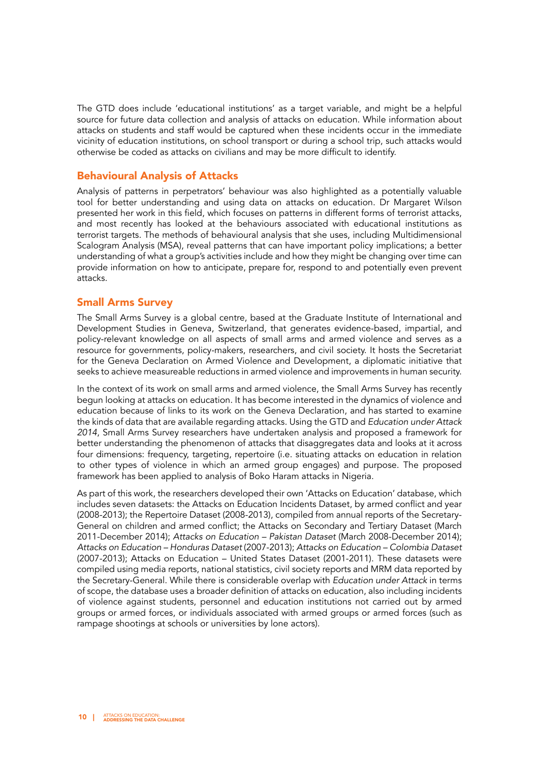The GTD does include 'educational institutions' as a target variable, and might be a helpful source for future data collection and analysis of attacks on education. While information about attacks on students and staff would be captured when these incidents occur in the immediate vicinity of education institutions, on school transport or during a school trip, such attacks would otherwise be coded as attacks on civilians and may be more difficult to identify.

## Behavioural Analysis of Attacks

Analysis of patterns in perpetrators' behaviour was also highlighted as a potentially valuable tool for better understanding and using data on attacks on education. Dr Margaret Wilson presented her work in this field, which focuses on patterns in different forms of terrorist attacks, and most recently has looked at the behaviours associated with educational institutions as terrorist targets. The methods of behavioural analysis that she uses, including Multidimensional Scalogram Analysis (MSA), reveal patterns that can have important policy implications; a better understanding of what a group's activities include and how they might be changing over time can provide information on how to anticipate, prepare for, respond to and potentially even prevent attacks.

## Small Arms Survey

The Small Arms Survey is a global centre, based at the Graduate Institute of International and Development Studies in Geneva, Switzerland, that generates evidence-based, impartial, and policy-relevant knowledge on all aspects of small arms and armed violence and serves as a resource for governments, policy-makers, researchers, and civil society. It hosts the Secretariat for the Geneva Declaration on Armed Violence and Development, a diplomatic initiative that seeks to achieve measureable reductions in armed violence and improvements in human security.

In the context of its work on small arms and armed violence, the Small Arms Survey has recently begun looking at attacks on education. It has become interested in the dynamics of violence and education because of links to its work on the Geneva Declaration, and has started to examine the kinds of data that are available regarding attacks. Using the GTD and *Education under Attack 2014*, Small Arms Survey researchers have undertaken analysis and proposed a framework for better understanding the phenomenon of attacks that disaggregates data and looks at it across four dimensions: frequency, targeting, repertoire (i.e. situating attacks on education in relation to other types of violence in which an armed group engages) and purpose. The proposed framework has been applied to analysis of Boko Haram attacks in Nigeria.

As part of this work, the researchers developed their own 'Attacks on Education' database, which includes seven datasets: the Attacks on Education Incidents Dataset, by armed conflict and year (2008-2013); the Repertoire Dataset (2008-2013), compiled from annual reports of the Secretary-General on children and armed conflict; the Attacks on Secondary and Tertiary Dataset (March 2011-December 2014); *Attacks on Education – Pakistan Dataset* (March 2008-December 2014); *Attacks on Education – Honduras Dataset* (2007-2013); *Attacks on Education – Colombia Dataset* (2007-2013); Attacks on Education – United States Dataset (2001-2011). These datasets were compiled using media reports, national statistics, civil society reports and MRM data reported by the Secretary-General. While there is considerable overlap with *Education under Attack* in terms of scope, the database uses a broader definition of attacks on education, also including incidents of violence against students, personnel and education institutions not carried out by armed groups or armed forces, or individuals associated with armed groups or armed forces (such as rampage shootings at schools or universities by lone actors).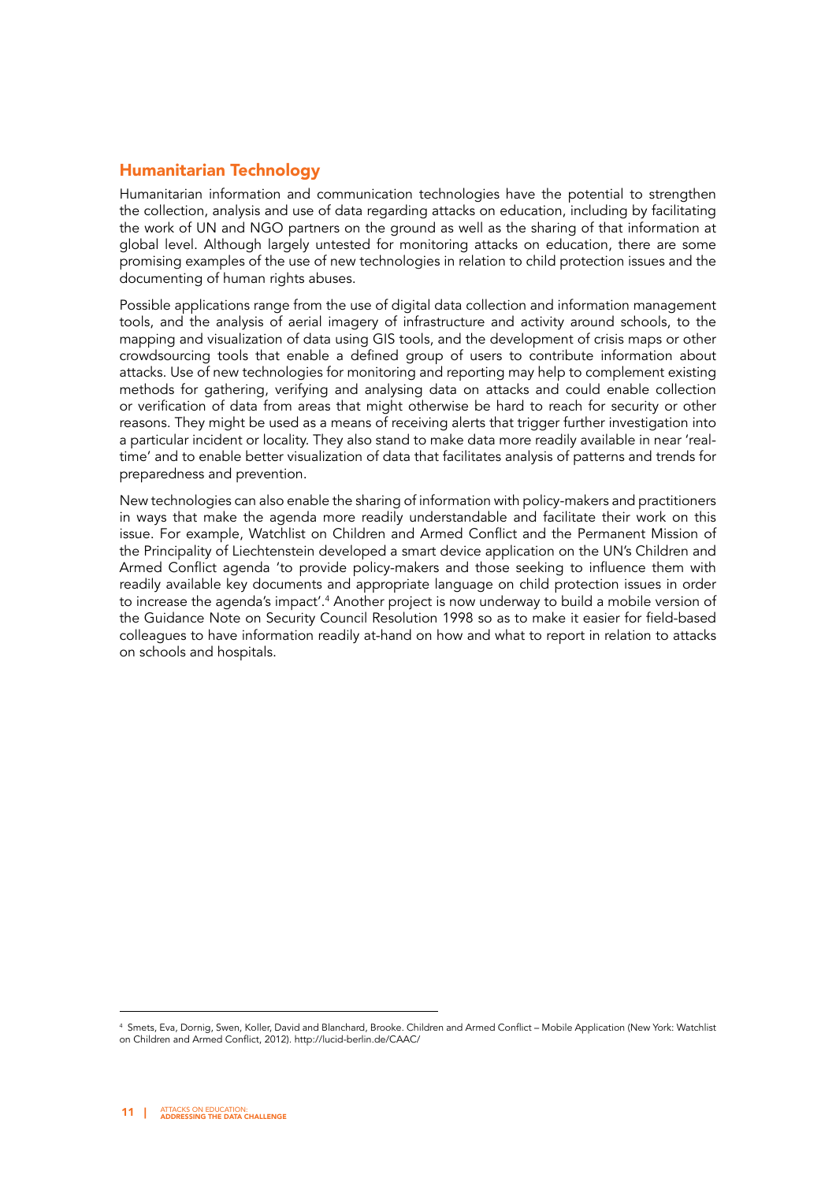## Humanitarian Technology

Humanitarian information and communication technologies have the potential to strengthen the collection, analysis and use of data regarding attacks on education, including by facilitating the work of UN and NGO partners on the ground as well as the sharing of that information at global level. Although largely untested for monitoring attacks on education, there are some promising examples of the use of new technologies in relation to child protection issues and the documenting of human rights abuses.

Possible applications range from the use of digital data collection and information management tools, and the analysis of aerial imagery of infrastructure and activity around schools, to the mapping and visualization of data using GIS tools, and the development of crisis maps or other crowdsourcing tools that enable a defined group of users to contribute information about attacks. Use of new technologies for monitoring and reporting may help to complement existing methods for gathering, verifying and analysing data on attacks and could enable collection or verification of data from areas that might otherwise be hard to reach for security or other reasons. They might be used as a means of receiving alerts that trigger further investigation into a particular incident or locality. They also stand to make data more readily available in near 'real-time' and to enable better visualization of data that facilitates analysis of patterns and trends for preparedness and prevention.

New technologies can also enable the sharing of information with policy-makers and practitioners in ways that make the agenda more readily understandable and facilitate their work on this issue. For example, Watchlist on Children and Armed Conflict and the Permanent Mission of the Principality of Liechtenstein developed a smart device application on the UN's Children and Armed Conflict agenda 'to provide policy-makers and those seeking to influence them with readily available key documents and appropriate language on child protection issues in order to increase the agenda's impact'.[4] Another project is now underway to build a mobile version of the Guidance Note on Security Council Resolution 1998 so as to make it easier for field-based colleagues to have information readily at-hand on how and what to report in relation to attacks on schools and hospitals.

---

[4] Smets, Eva, Dornig, Swen, Koller, David and Blanchard, Brooke. Children and Armed Conflict – Mobile Application (New York: Watchlist on Children and Armed Conflict, 2012). http://lucid-berlin.de/CAAC/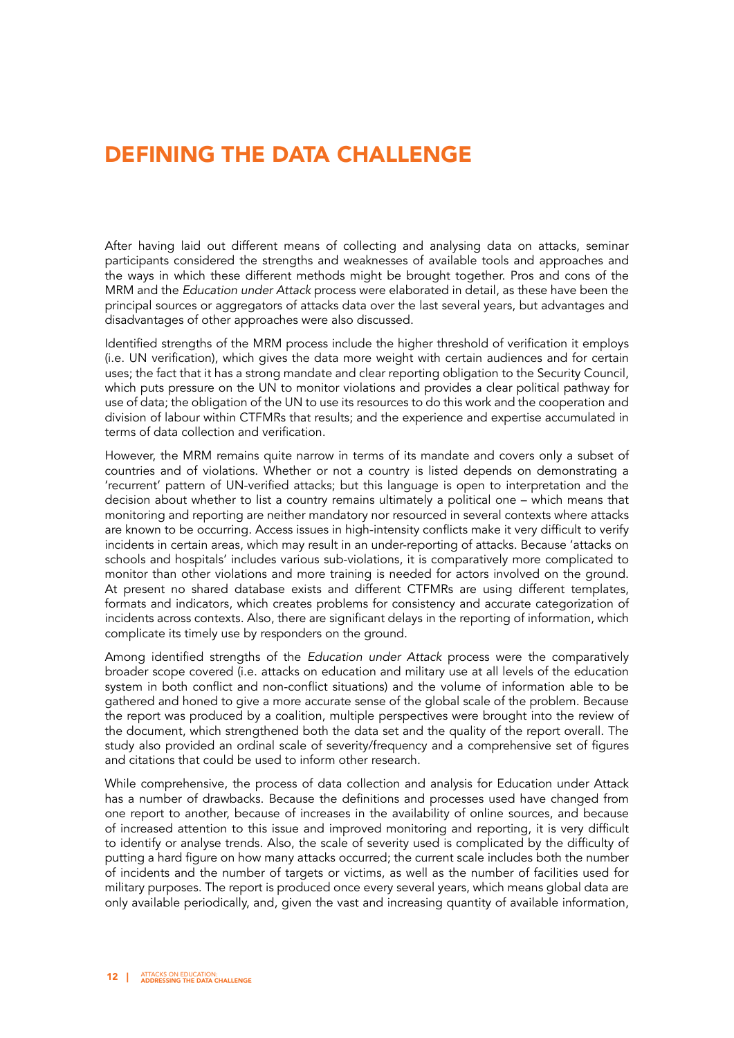# DEFINING THE DATA CHALLENGE

After having laid out different means of collecting and analysing data on attacks, seminar participants considered the strengths and weaknesses of available tools and approaches and the ways in which these different methods might be brought together. Pros and cons of the MRM and the *Education under Attack* process were elaborated in detail, as these have been the principal sources or aggregators of attacks data over the last several years, but advantages and disadvantages of other approaches were also discussed.

Identified strengths of the MRM process include the higher threshold of verification it employs (i.e. UN verification), which gives the data more weight with certain audiences and for certain uses; the fact that it has a strong mandate and clear reporting obligation to the Security Council, which puts pressure on the UN to monitor violations and provides a clear political pathway for use of data; the obligation of the UN to use its resources to do this work and the cooperation and division of labour within CTFMRs that results; and the experience and expertise accumulated in terms of data collection and verification.

However, the MRM remains quite narrow in terms of its mandate and covers only a subset of countries and of violations. Whether or not a country is listed depends on demonstrating a 'recurrent' pattern of UN-verified attacks; but this language is open to interpretation and the decision about whether to list a country remains ultimately a political one – which means that monitoring and reporting are neither mandatory nor resourced in several contexts where attacks are known to be occurring. Access issues in high-intensity conflicts make it very difficult to verify incidents in certain areas, which may result in an under-reporting of attacks. Because 'attacks on schools and hospitals' includes various sub-violations, it is comparatively more complicated to monitor than other violations and more training is needed for actors involved on the ground. At present no shared database exists and different CTFMRs are using different templates, formats and indicators, which creates problems for consistency and accurate categorization of incidents across contexts. Also, there are significant delays in the reporting of information, which complicate its timely use by responders on the ground.

Among identified strengths of the *Education under Attack* process were the comparatively broader scope covered (i.e. attacks on education and military use at all levels of the education system in both conflict and non-conflict situations) and the volume of information able to be gathered and honed to give a more accurate sense of the global scale of the problem. Because the report was produced by a coalition, multiple perspectives were brought into the review of the document, which strengthened both the data set and the quality of the report overall. The study also provided an ordinal scale of severity/frequency and a comprehensive set of figures and citations that could be used to inform other research.

While comprehensive, the process of data collection and analysis for Education under Attack has a number of drawbacks. Because the definitions and processes used have changed from one report to another, because of increases in the availability of online sources, and because of increased attention to this issue and improved monitoring and reporting, it is very difficult to identify or analyse trends. Also, the scale of severity used is complicated by the difficulty of putting a hard figure on how many attacks occurred; the current scale includes both the number of incidents and the number of targets or victims, as well as the number of facilities used for military purposes. The report is produced once every several years, which means global data are only available periodically, and, given the vast and increasing quantity of available information,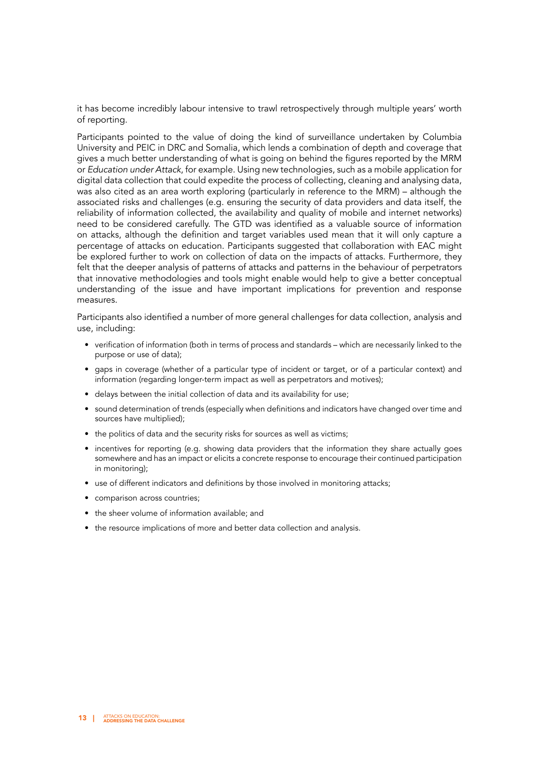it has become incredibly labour intensive to trawl retrospectively through multiple years' worth of reporting.

Participants pointed to the value of doing the kind of surveillance undertaken by Columbia University and PEIC in DRC and Somalia, which lends a combination of depth and coverage that gives a much better understanding of what is going on behind the figures reported by the MRM or *Education under Attack*, for example. Using new technologies, such as a mobile application for digital data collection that could expedite the process of collecting, cleaning and analysing data, was also cited as an area worth exploring (particularly in reference to the MRM) – although the associated risks and challenges (e.g. ensuring the security of data providers and data itself, the reliability of information collected, the availability and quality of mobile and internet networks) need to be considered carefully. The GTD was identified as a valuable source of information on attacks, although the definition and target variables used mean that it will only capture a percentage of attacks on education. Participants suggested that collaboration with EAC might be explored further to work on collection of data on the impacts of attacks. Furthermore, they felt that the deeper analysis of patterns of attacks and patterns in the behaviour of perpetrators that innovative methodologies and tools might enable would help to give a better conceptual understanding of the issue and have important implications for prevention and response measures.

Participants also identified a number of more general challenges for data collection, analysis and use, including:

- verification of information (both in terms of process and standards – which are necessarily linked to the purpose or use of data);
- gaps in coverage (whether of a particular type of incident or target, or of a particular context) and information (regarding longer-term impact as well as perpetrators and motives);
- delays between the initial collection of data and its availability for use;
- sound determination of trends (especially when definitions and indicators have changed over time and sources have multiplied);
- the politics of data and the security risks for sources as well as victims;
- incentives for reporting (e.g. showing data providers that the information they share actually goes somewhere and has an impact or elicits a concrete response to encourage their continued participation in monitoring);
- use of different indicators and definitions by those involved in monitoring attacks;
- comparison across countries;
- the sheer volume of information available; and
- the resource implications of more and better data collection and analysis.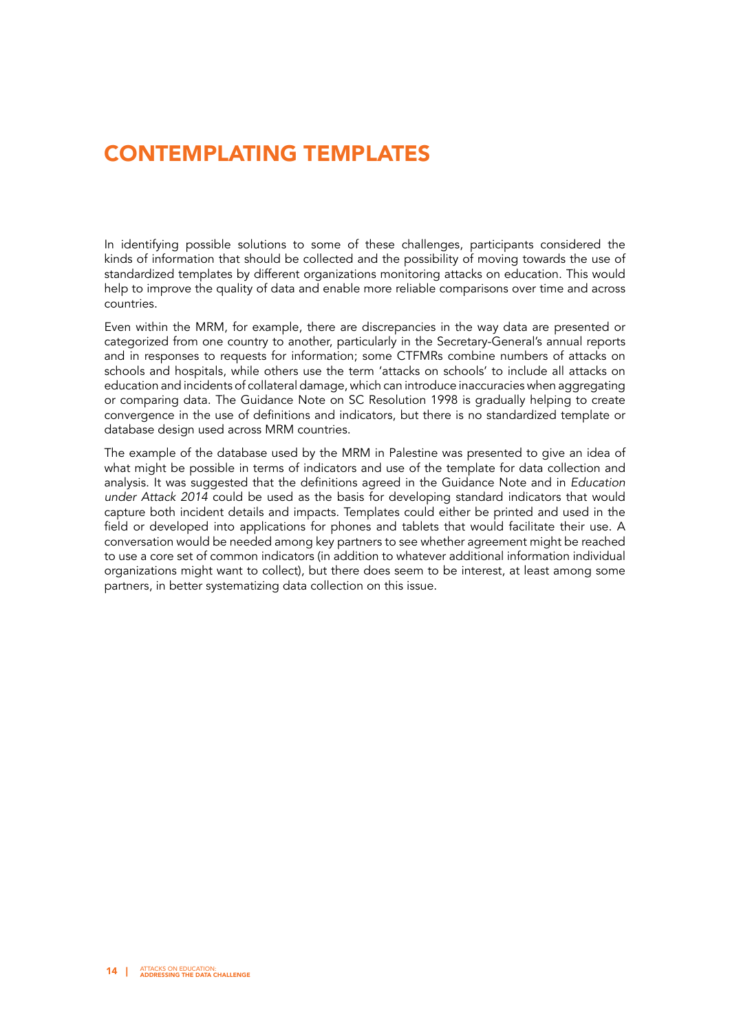# CONTEMPLATING TEMPLATES

In identifying possible solutions to some of these challenges, participants considered the kinds of information that should be collected and the possibility of moving towards the use of standardized templates by different organizations monitoring attacks on education. This would help to improve the quality of data and enable more reliable comparisons over time and across countries.

Even within the MRM, for example, there are discrepancies in the way data are presented or categorized from one country to another, particularly in the Secretary-General's annual reports and in responses to requests for information; some CTFMRs combine numbers of attacks on schools and hospitals, while others use the term 'attacks on schools' to include all attacks on education and incidents of collateral damage, which can introduce inaccuracies when aggregating or comparing data. The Guidance Note on SC Resolution 1998 is gradually helping to create convergence in the use of definitions and indicators, but there is no standardized template or database design used across MRM countries.

The example of the database used by the MRM in Palestine was presented to give an idea of what might be possible in terms of indicators and use of the template for data collection and analysis. It was suggested that the definitions agreed in the Guidance Note and in *Education under Attack 2014* could be used as the basis for developing standard indicators that would capture both incident details and impacts. Templates could either be printed and used in the field or developed into applications for phones and tablets that would facilitate their use. A conversation would be needed among key partners to see whether agreement might be reached to use a core set of common indicators (in addition to whatever additional information individual organizations might want to collect), but there does seem to be interest, at least among some partners, in better systematizing data collection on this issue.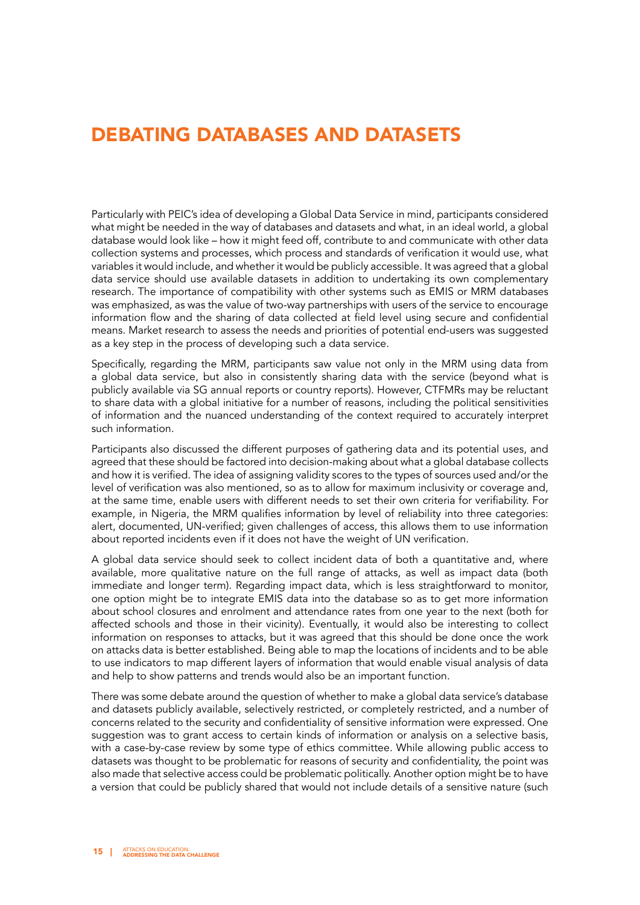# DEBATING DATABASES AND DATASETS

Particularly with PEIC's idea of developing a Global Data Service in mind, participants considered what might be needed in the way of databases and datasets and what, in an ideal world, a global database would look like – how it might feed off, contribute to and communicate with other data collection systems and processes, which process and standards of verification it would use, what variables it would include, and whether it would be publicly accessible. It was agreed that a global data service should use available datasets in addition to undertaking its own complementary research. The importance of compatibility with other systems such as EMIS or MRM databases was emphasized, as was the value of two-way partnerships with users of the service to encourage information flow and the sharing of data collected at field level using secure and confidential means. Market research to assess the needs and priorities of potential end-users was suggested as a key step in the process of developing such a data service.

Specifically, regarding the MRM, participants saw value not only in the MRM using data from a global data service, but also in consistently sharing data with the service (beyond what is publicly available via SG annual reports or country reports). However, CTFMRs may be reluctant to share data with a global initiative for a number of reasons, including the political sensitivities of information and the nuanced understanding of the context required to accurately interpret such information.

Participants also discussed the different purposes of gathering data and its potential uses, and agreed that these should be factored into decision-making about what a global database collects and how it is verified. The idea of assigning validity scores to the types of sources used and/or the level of verification was also mentioned, so as to allow for maximum inclusivity or coverage and, at the same time, enable users with different needs to set their own criteria for verifiability. For example, in Nigeria, the MRM qualifies information by level of reliability into three categories: alert, documented, UN-verified; given challenges of access, this allows them to use information about reported incidents even if it does not have the weight of UN verification.

A global data service should seek to collect incident data of both a quantitative and, where available, more qualitative nature on the full range of attacks, as well as impact data (both immediate and longer term). Regarding impact data, which is less straightforward to monitor, one option might be to integrate EMIS data into the database so as to get more information about school closures and enrolment and attendance rates from one year to the next (both for affected schools and those in their vicinity). Eventually, it would also be interesting to collect information on responses to attacks, but it was agreed that this should be done once the work on attacks data is better established. Being able to map the locations of incidents and to be able to use indicators to map different layers of information that would enable visual analysis of data and help to show patterns and trends would also be an important function.

There was some debate around the question of whether to make a global data service's database and datasets publicly available, selectively restricted, or completely restricted, and a number of concerns related to the security and confidentiality of sensitive information were expressed. One suggestion was to grant access to certain kinds of information or analysis on a selective basis, with a case-by-case review by some type of ethics committee. While allowing public access to datasets was thought to be problematic for reasons of security and confidentiality, the point was also made that selective access could be problematic politically. Another option might be to have a version that could be publicly shared that would not include details of a sensitive nature (such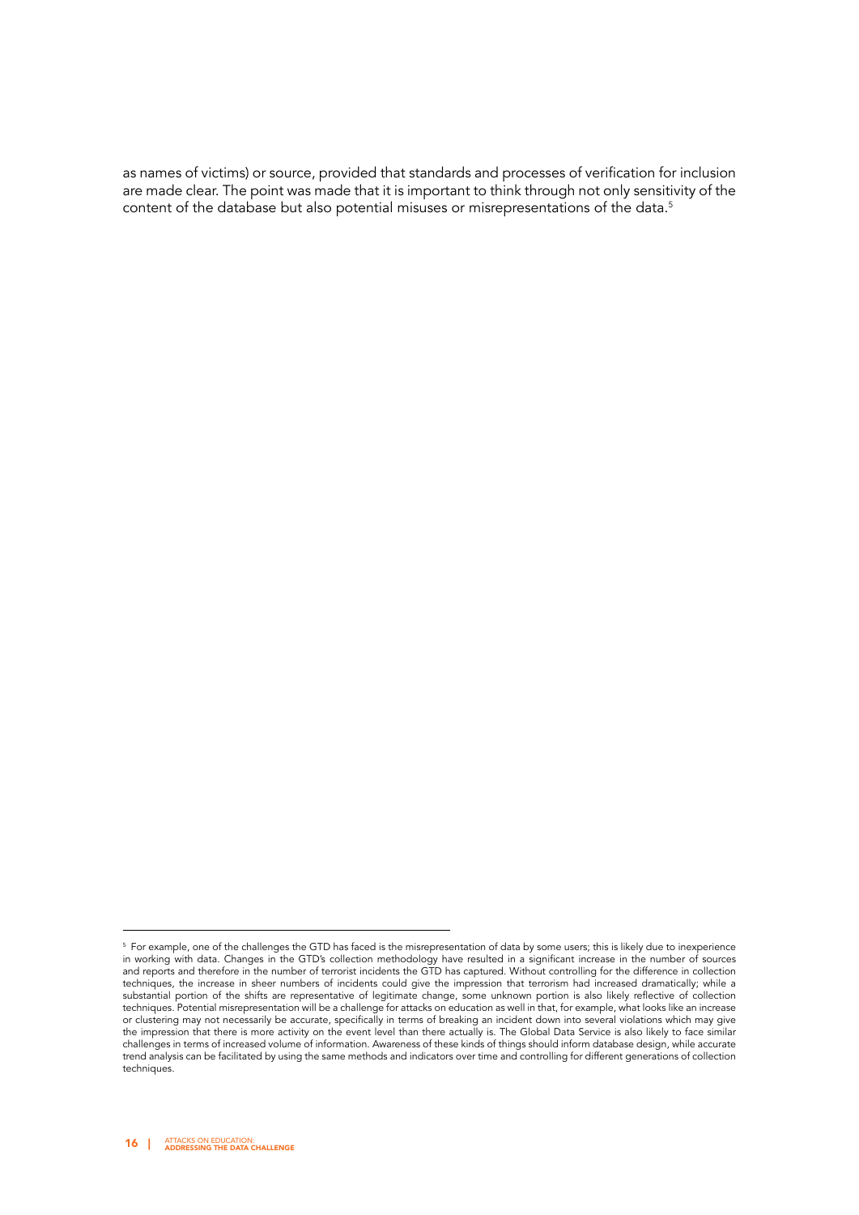as names of victims) or source, provided that standards and processes of verification for inclusion are made clear. The point was made that it is important to think through not only sensitivity of the content of the database but also potential misuses or misrepresentations of the data.[5]

---

[5] For example, one of the challenges the GTD has faced is the misrepresentation of data by some users; this is likely due to inexperience in working with data. Changes in the GTD's collection methodology have resulted in a significant increase in the number of sources and reports and therefore in the number of terrorist incidents the GTD has captured. Without controlling for the difference in collection techniques, the increase in sheer numbers of incidents could give the impression that terrorism had increased dramatically; while a substantial portion of the shifts are representative of legitimate change, some unknown portion is also likely reflective of collection techniques. Potential misrepresentation will be a challenge for attacks on education as well in that, for example, what looks like an increase or clustering may not necessarily be accurate, specifically in terms of breaking an incident down into several violations which may give the impression that there is more activity on the event level than there actually is. The Global Data Service is also likely to face similar challenges in terms of increased volume of information. Awareness of these kinds of things should inform database design, while accurate trend analysis can be facilitated by using the same methods and indicators over time and controlling for different generations of collection techniques.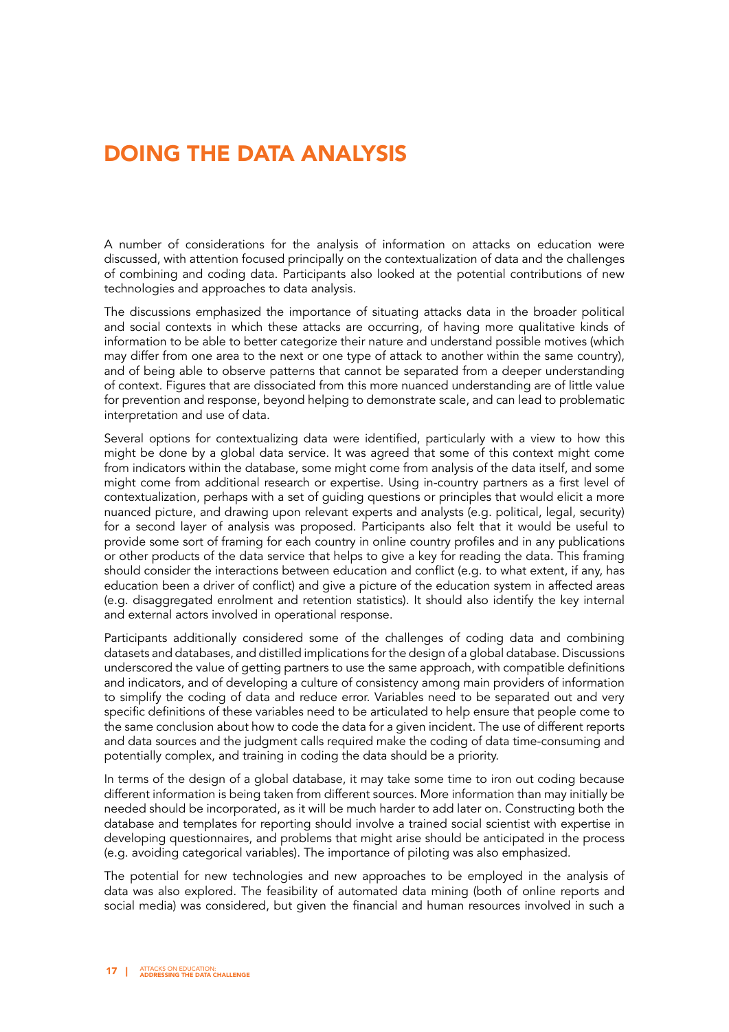# DOING THE DATA ANALYSIS

A number of considerations for the analysis of information on attacks on education were discussed, with attention focused principally on the contextualization of data and the challenges of combining and coding data. Participants also looked at the potential contributions of new technologies and approaches to data analysis.

The discussions emphasized the importance of situating attacks data in the broader political and social contexts in which these attacks are occurring, of having more qualitative kinds of information to be able to better categorize their nature and understand possible motives (which may differ from one area to the next or one type of attack to another within the same country), and of being able to observe patterns that cannot be separated from a deeper understanding of context. Figures that are dissociated from this more nuanced understanding are of little value for prevention and response, beyond helping to demonstrate scale, and can lead to problematic interpretation and use of data.

Several options for contextualizing data were identified, particularly with a view to how this might be done by a global data service. It was agreed that some of this context might come from indicators within the database, some might come from analysis of the data itself, and some might come from additional research or expertise. Using in-country partners as a first level of contextualization, perhaps with a set of guiding questions or principles that would elicit a more nuanced picture, and drawing upon relevant experts and analysts (e.g. political, legal, security) for a second layer of analysis was proposed. Participants also felt that it would be useful to provide some sort of framing for each country in online country profiles and in any publications or other products of the data service that helps to give a key for reading the data. This framing should consider the interactions between education and conflict (e.g. to what extent, if any, has education been a driver of conflict) and give a picture of the education system in affected areas (e.g. disaggregated enrolment and retention statistics). It should also identify the key internal and external actors involved in operational response.

Participants additionally considered some of the challenges of coding data and combining datasets and databases, and distilled implications for the design of a global database. Discussions underscored the value of getting partners to use the same approach, with compatible definitions and indicators, and of developing a culture of consistency among main providers of information to simplify the coding of data and reduce error. Variables need to be separated out and very specific definitions of these variables need to be articulated to help ensure that people come to the same conclusion about how to code the data for a given incident. The use of different reports and data sources and the judgment calls required make the coding of data time-consuming and potentially complex, and training in coding the data should be a priority.

In terms of the design of a global database, it may take some time to iron out coding because different information is being taken from different sources. More information than may initially be needed should be incorporated, as it will be much harder to add later on. Constructing both the database and templates for reporting should involve a trained social scientist with expertise in developing questionnaires, and problems that might arise should be anticipated in the process (e.g. avoiding categorical variables). The importance of piloting was also emphasized.

The potential for new technologies and new approaches to be employed in the analysis of data was also explored. The feasibility of automated data mining (both of online reports and social media) was considered, but given the financial and human resources involved in such a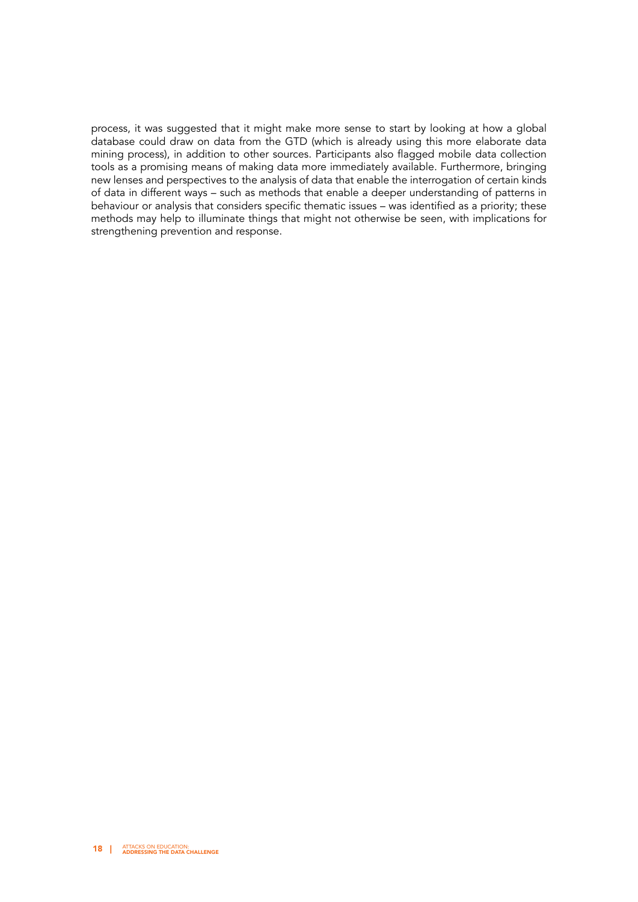process, it was suggested that it might make more sense to start by looking at how a global database could draw on data from the GTD (which is already using this more elaborate data mining process), in addition to other sources. Participants also flagged mobile data collection tools as a promising means of making data more immediately available. Furthermore, bringing new lenses and perspectives to the analysis of data that enable the interrogation of certain kinds of data in different ways – such as methods that enable a deeper understanding of patterns in behaviour or analysis that considers specific thematic issues – was identified as a priority; these methods may help to illuminate things that might not otherwise be seen, with implications for strengthening prevention and response.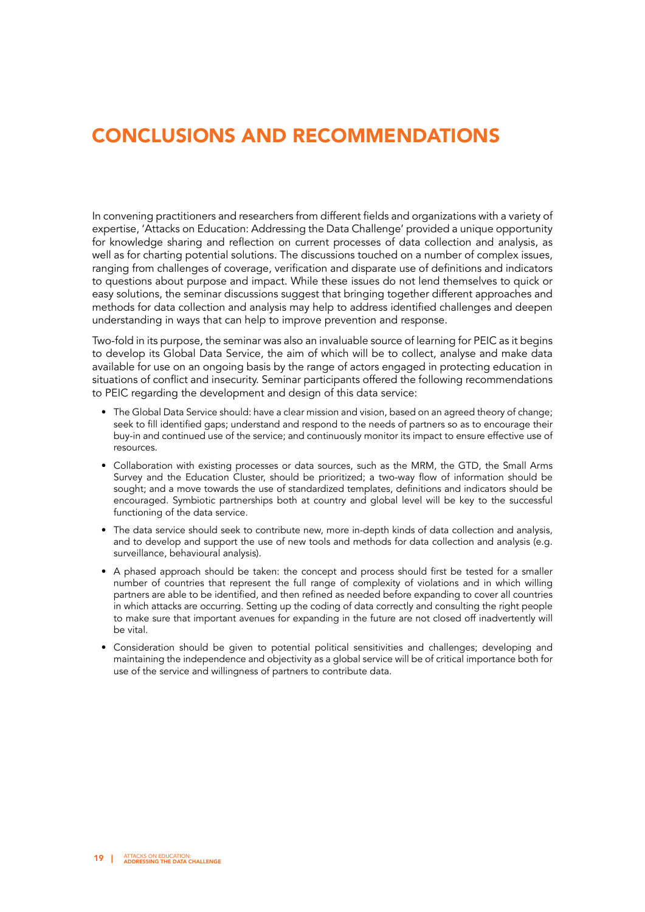# CONCLUSIONS AND RECOMMENDATIONS

In convening practitioners and researchers from different fields and organizations with a variety of expertise, 'Attacks on Education: Addressing the Data Challenge' provided a unique opportunity for knowledge sharing and reflection on current processes of data collection and analysis, as well as for charting potential solutions. The discussions touched on a number of complex issues, ranging from challenges of coverage, verification and disparate use of definitions and indicators to questions about purpose and impact. While these issues do not lend themselves to quick or easy solutions, the seminar discussions suggest that bringing together different approaches and methods for data collection and analysis may help to address identified challenges and deepen understanding in ways that can help to improve prevention and response.

Two-fold in its purpose, the seminar was also an invaluable source of learning for PEIC as it begins to develop its Global Data Service, the aim of which will be to collect, analyse and make data available for use on an ongoing basis by the range of actors engaged in protecting education in situations of conflict and insecurity. Seminar participants offered the following recommendations to PEIC regarding the development and design of this data service:

- The Global Data Service should: have a clear mission and vision, based on an agreed theory of change; seek to fill identified gaps; understand and respond to the needs of partners so as to encourage their buy-in and continued use of the service; and continuously monitor its impact to ensure effective use of resources.
- Collaboration with existing processes or data sources, such as the MRM, the GTD, the Small Arms Survey and the Education Cluster, should be prioritized; a two-way flow of information should be sought; and a move towards the use of standardized templates, definitions and indicators should be encouraged. Symbiotic partnerships both at country and global level will be key to the successful functioning of the data service.
- The data service should seek to contribute new, more in-depth kinds of data collection and analysis, and to develop and support the use of new tools and methods for data collection and analysis (e.g. surveillance, behavioural analysis).
- A phased approach should be taken: the concept and process should first be tested for a smaller number of countries that represent the full range of complexity of violations and in which willing partners are able to be identified, and then refined as needed before expanding to cover all countries in which attacks are occurring. Setting up the coding of data correctly and consulting the right people to make sure that important avenues for expanding in the future are not closed off inadvertently will be vital.
- Consideration should be given to potential political sensitivities and challenges; developing and maintaining the independence and objectivity as a global service will be of critical importance both for use of the service and willingness of partners to contribute data.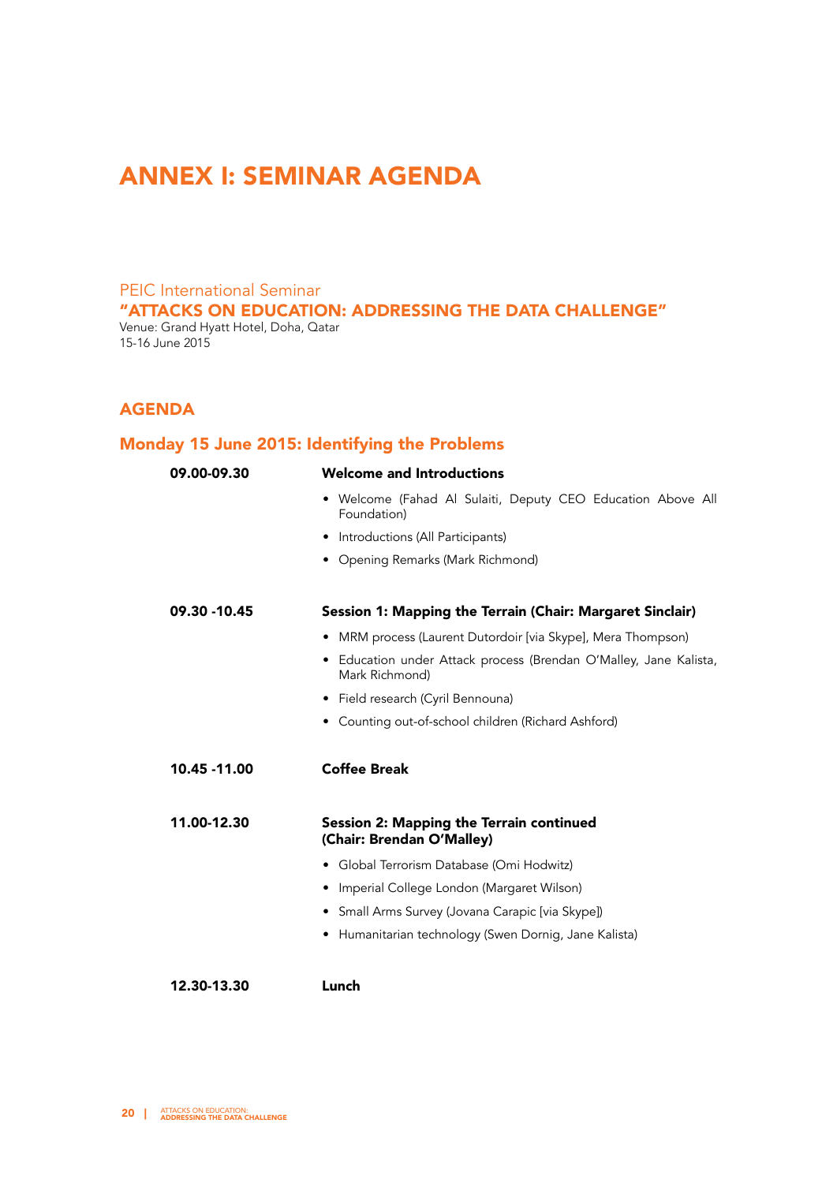# ANNEX I: SEMINAR AGENDA

PEIC International Seminar

**"ATTACKS ON EDUCATION: ADDRESSING THE DATA CHALLENGE"**

Venue: Grand Hyatt Hotel, Doha, Qatar
15-16 June 2015

## AGENDA

### Monday 15 June 2015: Identifying the Problems

**09.00-09.30** **Welcome and Introductions**

- Welcome (Fahad Al Sulaiti, Deputy CEO Education Above All Foundation)
- Introductions (All Participants)
- Opening Remarks (Mark Richmond)

**09.30 -10.45** **Session 1: Mapping the Terrain (Chair: Margaret Sinclair)**

- MRM process (Laurent Dutordoir [via Skype], Mera Thompson)
- Education under Attack process (Brendan O'Malley, Jane Kalista, Mark Richmond)
- Field research (Cyril Bennouna)
- Counting out-of-school children (Richard Ashford)

**10.45 -11.00** **Coffee Break**

**11.00-12.30** **Session 2: Mapping the Terrain continued (Chair: Brendan O'Malley)**

- Global Terrorism Database (Omi Hodwitz)
- Imperial College London (Margaret Wilson)
- Small Arms Survey (Jovana Carapic [via Skype])
- Humanitarian technology (Swen Dornig, Jane Kalista)

**12.30-13.30** **Lunch**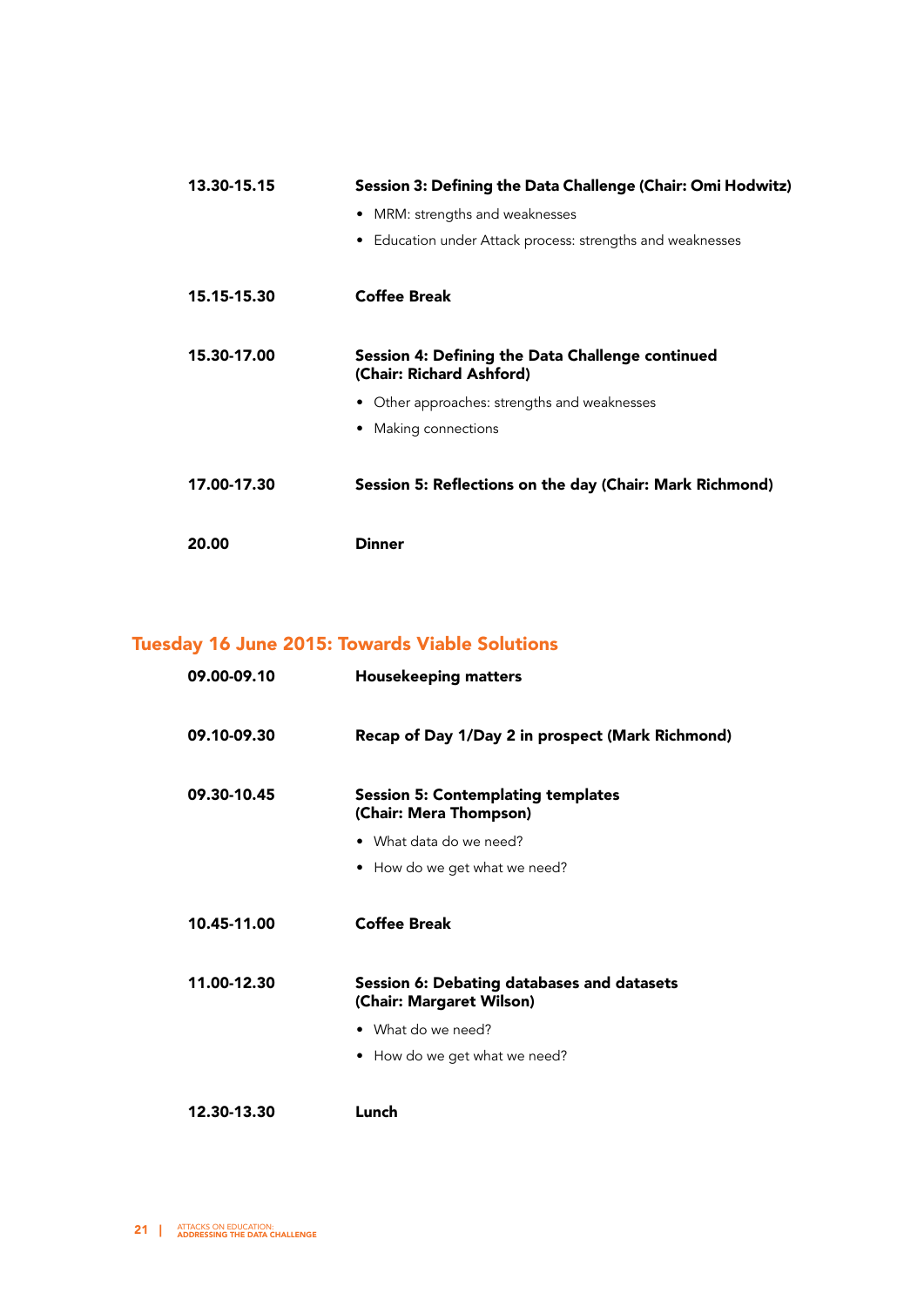**13.30-15.15** **Session 3: Defining the Data Challenge (Chair: Omi Hodwitz)**

- MRM: strengths and weaknesses
- Education under Attack process: strengths and weaknesses

**15.15-15.30** **Coffee Break**

**15.30-17.00** **Session 4: Defining the Data Challenge continued (Chair: Richard Ashford)**

- Other approaches: strengths and weaknesses
- Making connections

**17.00-17.30** **Session 5: Reflections on the day (Chair: Mark Richmond)**

**20.00** **Dinner**

## Tuesday 16 June 2015: Towards Viable Solutions

**09.00-09.10** **Housekeeping matters**

**09.10-09.30** **Recap of Day 1/Day 2 in prospect (Mark Richmond)**

**09.30-10.45** **Session 5: Contemplating templates (Chair: Mera Thompson)**

- What data do we need?
- How do we get what we need?

**10.45-11.00** **Coffee Break**

**11.00-12.30** **Session 6: Debating databases and datasets (Chair: Margaret Wilson)**

- What do we need?
- How do we get what we need?

**12.30-13.30** **Lunch**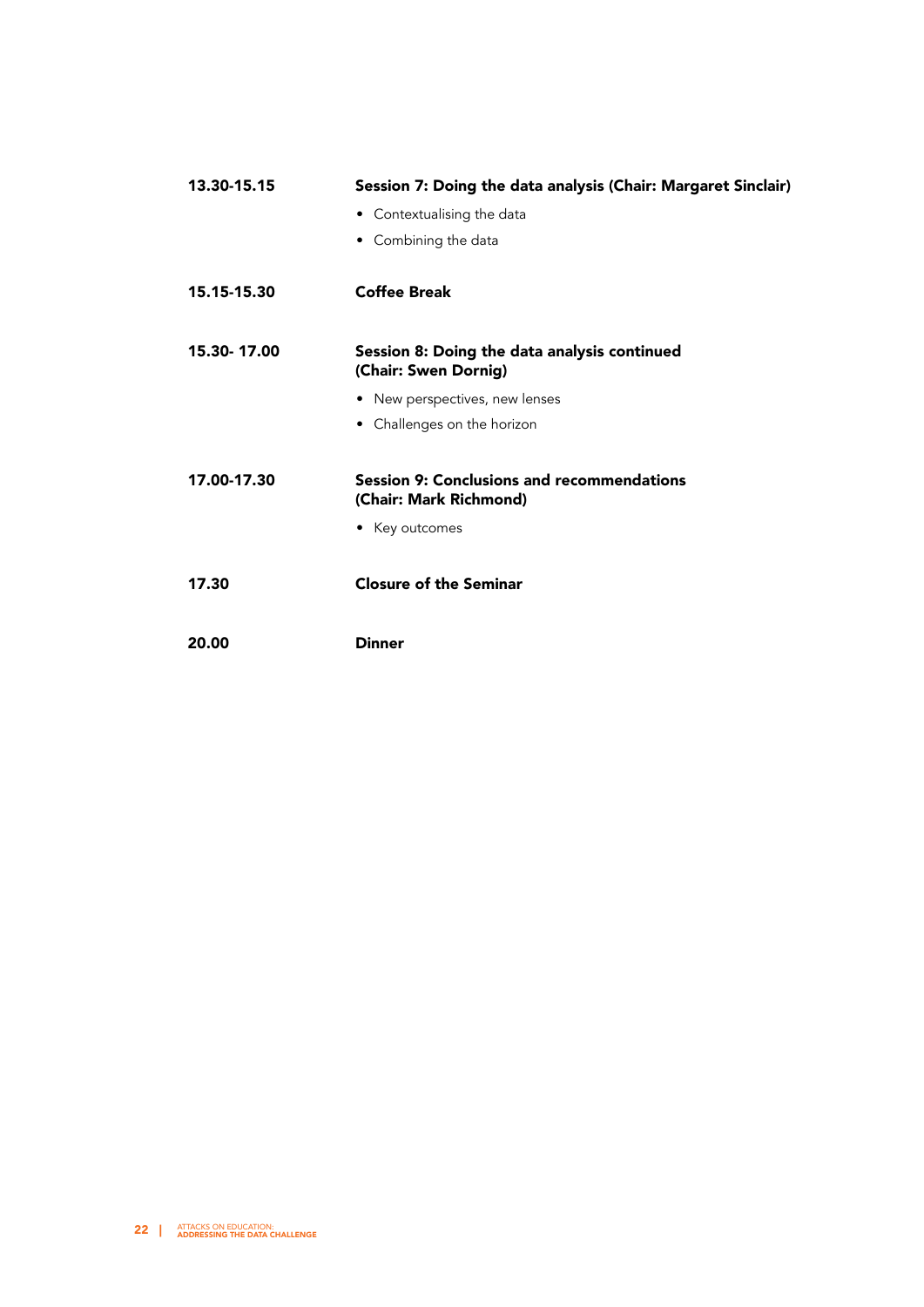| | |
|---|---|
| **13.30-15.15** | **Session 7: Doing the data analysis (Chair: Margaret Sinclair)**<br>• Contextualising the data<br>• Combining the data |
| **15.15-15.30** | **Coffee Break** |
| **15.30- 17.00** | **Session 8: Doing the data analysis continued (Chair: Swen Dornig)**<br>• New perspectives, new lenses<br>• Challenges on the horizon |
| **17.00-17.30** | **Session 9: Conclusions and recommendations (Chair: Mark Richmond)**<br>• Key outcomes |
| **17.30** | **Closure of the Seminar** |
| **20.00** | **Dinner** |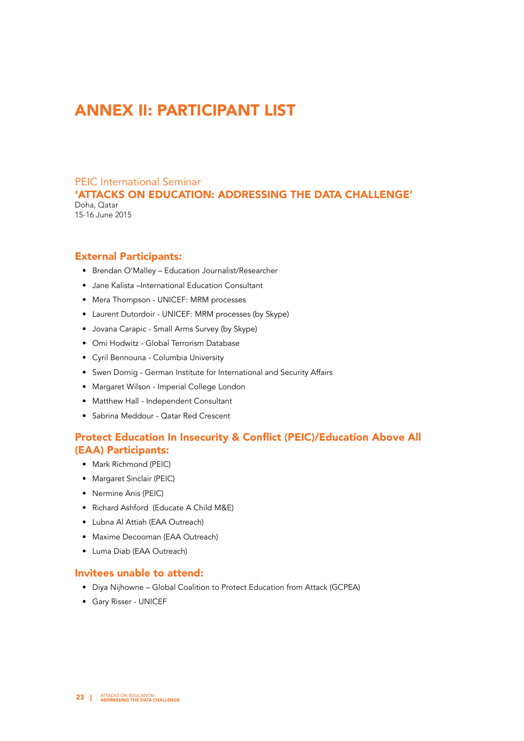# ANNEX II: PARTICIPANT LIST

PEIC International Seminar

## 'ATTACKS ON EDUCATION: ADDRESSING THE DATA CHALLENGE'

Doha, Qatar
15-16 June 2015

### External Participants:

- Brendan O'Malley – Education Journalist/Researcher
- Jane Kalista –International Education Consultant
- Mera Thompson - UNICEF: MRM processes
- Laurent Dutordoir - UNICEF: MRM processes (by Skype)
- Jovana Carapic - Small Arms Survey (by Skype)
- Omi Hodwitz - Global Terrorism Database
- Cyril Bennouna - Columbia University
- Swen Dornig - German Institute for International and Security Affairs
- Margaret Wilson - Imperial College London
- Matthew Hall - Independent Consultant
- Sabrina Meddour - Qatar Red Crescent

### Protect Education In Insecurity & Conflict (PEIC)/Education Above All (EAA) Participants:

- Mark Richmond (PEIC)
- Margaret Sinclair (PEIC)
- Nermine Anis (PEIC)
- Richard Ashford (Educate A Child M&E)
- Lubna Al Attiah (EAA Outreach)
- Maxime Decooman (EAA Outreach)
- Luma Diab (EAA Outreach)

### Invitees unable to attend:

- Diya Nijhowne – Global Coalition to Protect Education from Attack (GCPEA)
- Gary Risser - UNICEF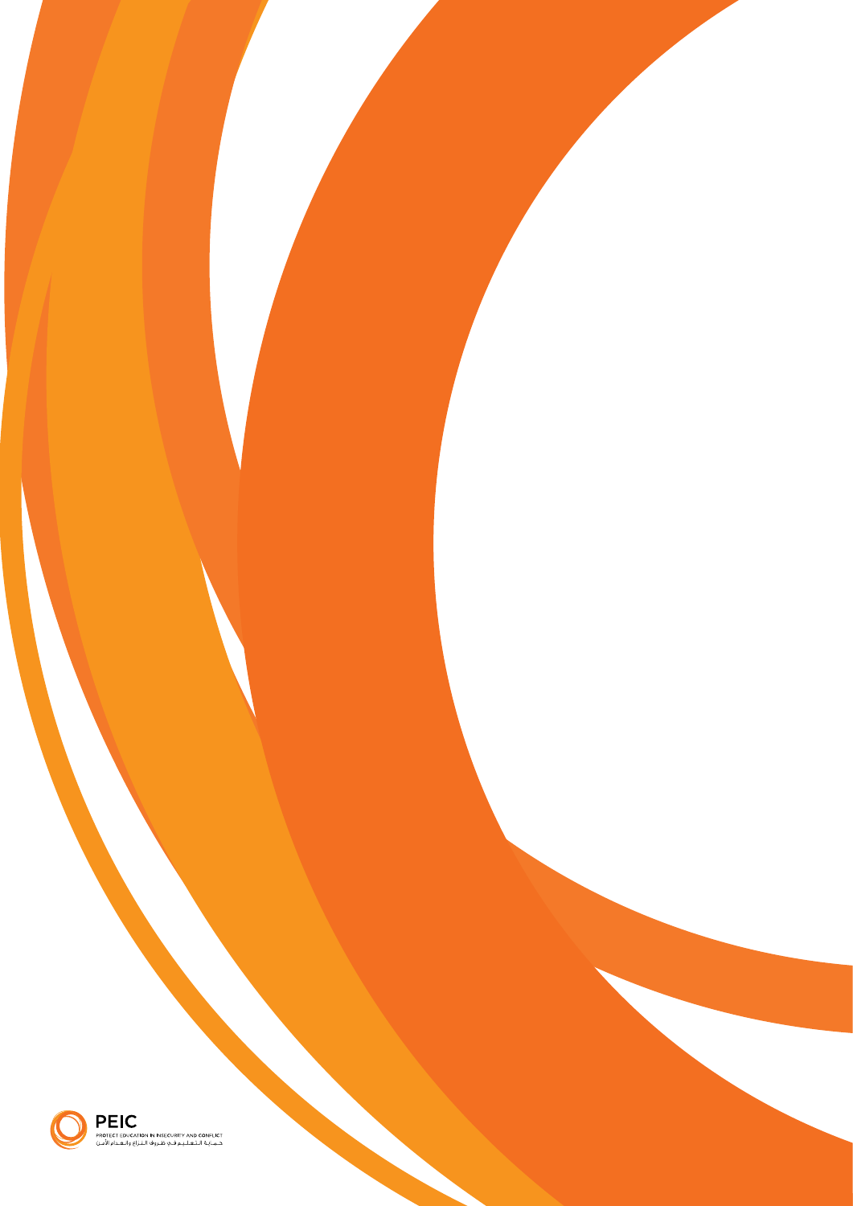PEIC

PROTECT EDUCATION IN INSECURITY AND CONFLICT

حماية التعليم في ظروف النزاع وانعدام الأمن